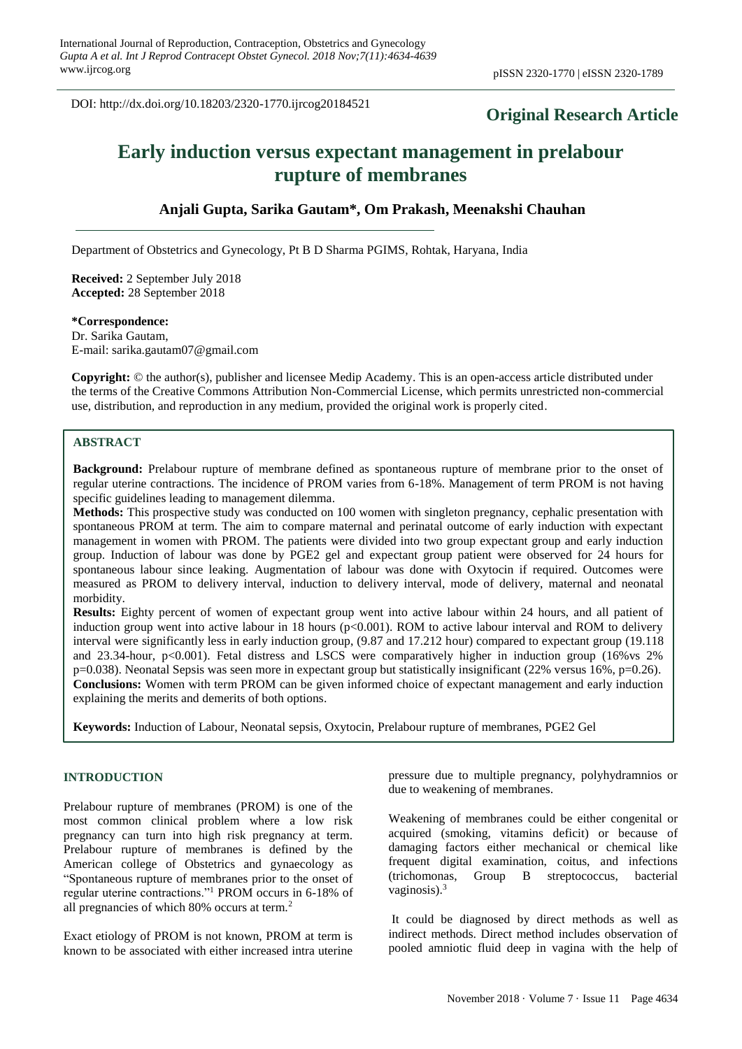DOI: http://dx.doi.org/10.18203/2320-1770.ijrcog20184521

**Original Research Article**

# Early induction versus expectant management in prelabour rupture of membranes

**Anjali Gupta, Sarika Gautam\*, Om Prakash, Meenakshi Chauhan**

Department of Obstetrics and Gynecology, Pt B D Sharma PGIMS, Rohtak, Haryana, India

**Received:** 2 September July 2018
**Accepted:** 28 September 2018

**\*Correspondence:**
Dr. Sarika Gautam,
E-mail: sarika.gautam07@gmail.com

**Copyright:** © the author(s), publisher and licensee Medip Academy. This is an open-access article distributed under the terms of the Creative Commons Attribution Non-Commercial License, which permits unrestricted non-commercial use, distribution, and reproduction in any medium, provided the original work is properly cited.

## ABSTRACT

**Background:** Prelabour rupture of membrane defined as spontaneous rupture of membrane prior to the onset of regular uterine contractions. The incidence of PROM varies from 6-18%. Management of term PROM is not having specific guidelines leading to management dilemma.

**Methods:** This prospective study was conducted on 100 women with singleton pregnancy, cephalic presentation with spontaneous PROM at term. The aim to compare maternal and perinatal outcome of early induction with expectant management in women with PROM. The patients were divided into two group expectant group and early induction group. Induction of labour was done by PGE2 gel and expectant group patient were observed for 24 hours for spontaneous labour since leaking. Augmentation of labour was done with Oxytocin if required. Outcomes were measured as PROM to delivery interval, induction to delivery interval, mode of delivery, maternal and neonatal morbidity.

**Results:** Eighty percent of women of expectant group went into active labour within 24 hours, and all patient of induction group went into active labour in 18 hours ($p<0.001$). ROM to active labour interval and ROM to delivery interval were significantly less in early induction group, (9.87 and 17.212 hour) compared to expectant group (19.118 and 23.34-hour, $p<0.001$). Fetal distress and LSCS were comparatively higher in induction group (16%vs 2% $p=0.038$). Neonatal Sepsis was seen more in expectant group but statistically insignificant (22% versus 16%, $p=0.26$).

**Conclusions:** Women with term PROM can be given informed choice of expectant management and early induction explaining the merits and demerits of both options.

**Keywords:** Induction of Labour, Neonatal sepsis, Oxytocin, Prelabour rupture of membranes, PGE2 Gel

## INTRODUCTION

Prelabour rupture of membranes (PROM) is one of the most common clinical problem where a low risk pregnancy can turn into high risk pregnancy at term. Prelabour rupture of membranes is defined by the American college of Obstetrics and gynaecology as "Spontaneous rupture of membranes prior to the onset of regular uterine contractions."[1] PROM occurs in 6-18% of all pregnancies of which 80% occurs at term.[2]

Exact etiology of PROM is not known, PROM at term is known to be associated with either increased intra uterine pressure due to multiple pregnancy, polyhydramnios or due to weakening of membranes.

Weakening of membranes could be either congenital or acquired (smoking, vitamins deficit) or because of damaging factors either mechanical or chemical like frequent digital examination, coitus, and infections (trichomonas, Group B streptococcus, bacterial vaginosis).[3]

It could be diagnosed by direct methods as well as indirect methods. Direct method includes observation of pooled amniotic fluid deep in vagina with the help of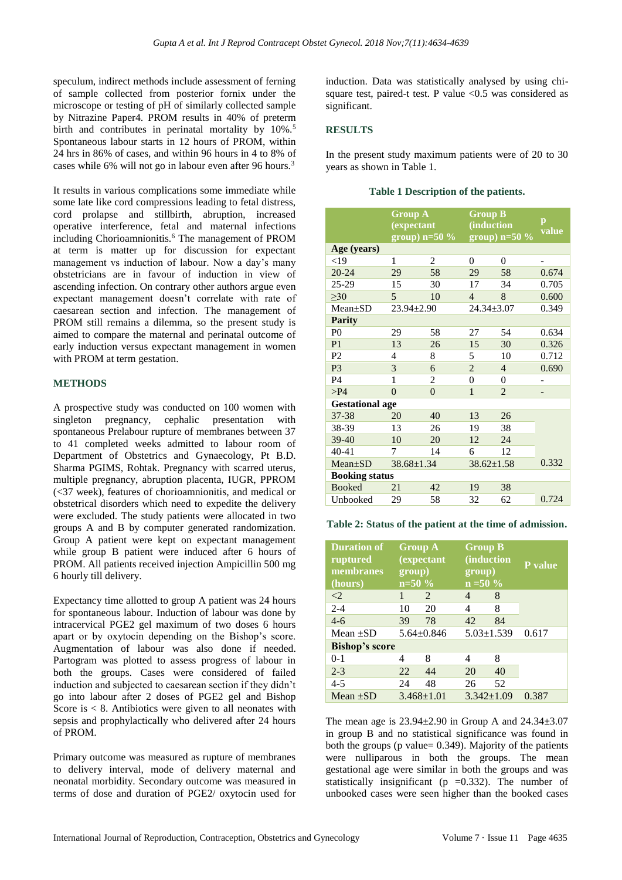speculum, indirect methods include assessment of ferning of sample collected from posterior fornix under the microscope or testing of pH of similarly collected sample by Nitrazine Paper4. PROM results in 40% of preterm birth and contributes in perinatal mortality by 10%.[5] Spontaneous labour starts in 12 hours of PROM, within 24 hrs in 86% of cases, and within 96 hours in 4 to 8% of cases while 6% will not go in labour even after 96 hours.[3]

It results in various complications some immediate while some late like cord compressions leading to fetal distress, cord prolapse and stillbirth, abruption, increased operative interference, fetal and maternal infections including Chorioamnionitis.[6] The management of PROM at term is matter up for discussion for expectant management vs induction of labour. Now a day's many obstetricians are in favour of induction in view of ascending infection. On contrary other authors argue even expectant management doesn't correlate with rate of caesarean section and infection. The management of PROM still remains a dilemma, so the present study is aimed to compare the maternal and perinatal outcome of early induction versus expectant management in women with PROM at term gestation.

## METHODS

A prospective study was conducted on 100 women with singleton pregnancy, cephalic presentation with spontaneous Prelabour rupture of membranes between 37 to 41 completed weeks admitted to labour room of Department of Obstetrics and Gynaecology, Pt B.D. Sharma PGIMS, Rohtak. Pregnancy with scarred uterus, multiple pregnancy, abruption placenta, IUGR, PPROM (<37 week), features of chorioamnionitis, and medical or obstetrical disorders which need to expedite the delivery were excluded. The study patients were allocated in two groups A and B by computer generated randomization. Group A patient were kept on expectant management while group B patient were induced after 6 hours of PROM. All patients received injection Ampicillin 500 mg 6 hourly till delivery.

Expectancy time allotted to group A patient was 24 hours for spontaneous labour. Induction of labour was done by intracervical PGE2 gel maximum of two doses 6 hours apart or by oxytocin depending on the Bishop's score. Augmentation of labour was also done if needed. Partogram was plotted to assess progress of labour in both the groups. Cases were considered of failed induction and subjected to caesarean section if they didn't go into labour after 2 doses of PGE2 gel and Bishop Score is < 8. Antibiotics were given to all neonates with sepsis and prophylactically who delivered after 24 hours of PROM.

Primary outcome was measured as rupture of membranes to delivery interval, mode of delivery maternal and neonatal morbidity. Secondary outcome was measured in terms of dose and duration of PGE2/ oxytocin used for induction. Data was statistically analysed by using chi-square test, paired-t test. P value <0.5 was considered as significant.

## RESULTS

In the present study maximum patients were of 20 to 30 years as shown in Table 1.

**Table 1 Description of the patients.**

| | Group A (expectant group) n=50 | % | Group B (induction group) n=50 | % | p value |
|---|---|---|---|---|---|
| **Age (years)** | | | | | |
| <19 | 1 | 2 | 0 | 0 | - |
| 20-24 | 29 | 58 | 29 | 58 | 0.674 |
| 25-29 | 15 | 30 | 17 | 34 | 0.705 |
| ≥30 | 5 | 10 | 4 | 8 | 0.600 |
| Mean±SD | 23.94±2.90 | | 24.34±3.07 | | 0.349 |
| **Parity** | | | | | |
| P0 | 29 | 58 | 27 | 54 | 0.634 |
| P1 | 13 | 26 | 15 | 30 | 0.326 |
| P2 | 4 | 8 | 5 | 10 | 0.712 |
| P3 | 3 | 6 | 2 | 4 | 0.690 |
| P4 | 1 | 2 | 0 | 0 | - |
| >P4 | 0 | 0 | 1 | 2 | - |
| **Gestational age** | | | | | |
| 37-38 | 20 | 40 | 13 | 26 | |
| 38-39 | 13 | 26 | 19 | 38 | |
| 39-40 | 10 | 20 | 12 | 24 | |
| 40-41 | 7 | 14 | 6 | 12 | |
| Mean±SD | 38.68±1.34 | | 38.62±1.58 | | 0.332 |
| **Booking status** | | | | | |
| Booked | 21 | 42 | 19 | 38 | |
| Unbooked | 29 | 58 | 32 | 62 | 0.724 |

**Table 2: Status of the patient at the time of admission.**

| Duration of ruptured membranes (hours) | Group A (expectant group) n=50 | % | Group B (induction group) n =50 | % | P value |
|---|---|---|---|---|---|
| <2 | 1 | 2 | 4 | 8 | |
| 2-4 | 10 | 20 | 4 | 8 | |
| 4-6 | 39 | 78 | 42 | 84 | |
| Mean ±SD | 5.64±0.846 | | 5.03±1.539 | | 0.617 |
| **Bishop's score** | | | | | |
| 0-1 | 4 | 8 | 4 | 8 | |
| 2-3 | 22 | 44 | 20 | 40 | |
| 4-5 | 24 | 48 | 26 | 52 | |
| Mean ±SD | 3.468±1.01 | | 3.342±1.09 | | 0.387 |

The mean age is 23.94±2.90 in Group A and 24.34±3.07 in group B and no statistical significance was found in both the groups (p value= 0.349). Majority of the patients were nulliparous in both the groups. The mean gestational age were similar in both the groups and was statistically insignificant (p =0.332). The number of unbooked cases were seen higher than the booked cases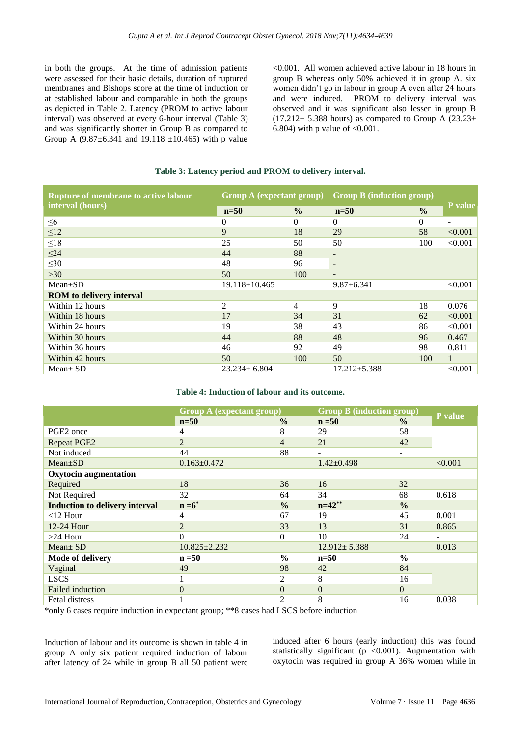in both the groups. At the time of admission patients were assessed for their basic details, duration of ruptured membranes and Bishops score at the time of induction or at established labour and comparable in both the groups as depicted in Table 2. Latency (PROM to active labour interval) was observed at every 6-hour interval (Table 3) and was significantly shorter in Group B as compared to Group A (9.87±6.341 and 19.118 ±10.465) with p value <0.001. All women achieved active labour in 18 hours in group B whereas only 50% achieved it in group A. six women didn't go in labour in group A even after 24 hours and were induced. PROM to delivery interval was observed and it was significant also lesser in group B (17.212± 5.388 hours) as compared to Group A (23.23± 6.804) with p value of <0.001.

**Table 3: Latency period and PROM to delivery interval.**

| Rupture of membrane to active labour interval (hours) | Group A (expectant group) | | Group B (induction group) | | P value |
|---|---|---|---|---|---|
| | n=50 | % | n=50 | % | |
| ≤6 | 0 | 0 | 0 | 0 | - |
| ≤12 | 9 | 18 | 29 | 58 | <0.001 |
| ≤18 | 25 | 50 | 50 | 100 | <0.001 |
| ≤24 | 44 | 88 | - | | |
| ≤30 | 48 | 96 | - | | |
| >30 | 50 | 100 | - | | |
| Mean±SD | 19.118±10.465 | | 9.87±6.341 | | <0.001 |
| **ROM to delivery interval** | | | | | |
| Within 12 hours | 2 | 4 | 9 | 18 | 0.076 |
| Within 18 hours | 17 | 34 | 31 | 62 | <0.001 |
| Within 24 hours | 19 | 38 | 43 | 86 | <0.001 |
| Within 30 hours | 44 | 88 | 48 | 96 | 0.467 |
| Within 36 hours | 46 | 92 | 49 | 98 | 0.811 |
| Within 42 hours | 50 | 100 | 50 | 100 | 1 |
| Mean± SD | 23.234± 6.804 | | 17.212±5.388 | | <0.001 |

**Table 4: Induction of labour and its outcome.**

| | Group A (expectant group) | | Group B (induction group) | | P value |
|---|---|---|---|---|---|
| | n=50 | % | n =50 | % | |
| PGE2 once | 4 | 8 | 29 | 58 | |
| Repeat PGE2 | 2 | 4 | 21 | 42 | |
| Not induced | 44 | 88 | - | - | |
| Mean±SD | 0.163±0.472 | | 1.42±0.498 | | <0.001 |
| **Oxytocin augmentation** | | | | | |
| Required | 18 | 36 | 16 | 32 | |
| Not Required | 32 | 64 | 34 | 68 | 0.618 |
| **Induction to delivery interval** | **n =6*** | **%** | **n=42**** | **%** | |
| <12 Hour | 4 | 67 | 19 | 45 | 0.001 |
| 12-24 Hour | 2 | 33 | 13 | 31 | 0.865 |
| >24 Hour | 0 | 0 | 10 | 24 | - |
| Mean± SD | 10.825±2.232 | | 12.912± 5.388 | | 0.013 |
| **Mode of delivery** | **n =50** | **%** | **n=50** | **%** | |
| Vaginal | 49 | 98 | 42 | 84 | |
| LSCS | 1 | 2 | 8 | 16 | |
| Failed induction | 0 | 0 | 0 | 0 | |
| Fetal distress | 1 | 2 | 8 | 16 | 0.038 |

*only 6 cases require induction in expectant group; **8 cases had LSCS before induction

Induction of labour and its outcome is shown in table 4 in group A only six patient required induction of labour after latency of 24 while in group B all 50 patient were induced after 6 hours (early induction) this was found statistically significant (p <0.001). Augmentation with oxytocin was required in group A 36% women while in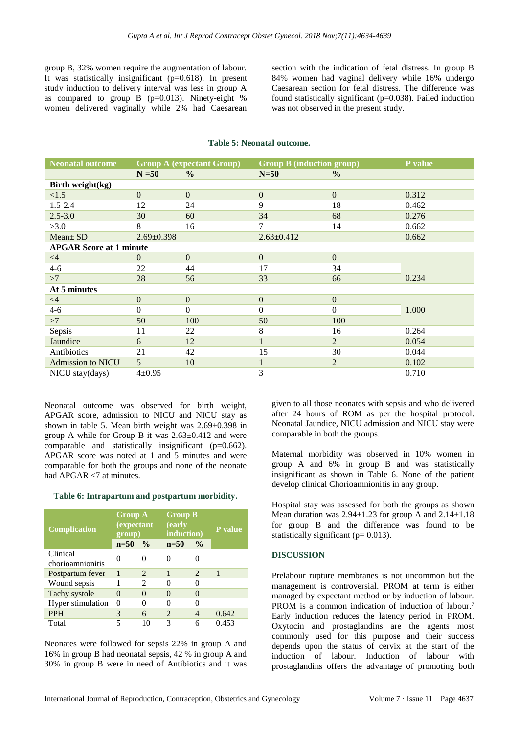group B, 32% women require the augmentation of labour. It was statistically insignificant (p=0.618). In present study induction to delivery interval was less in group A as compared to group B (p=0.013). Ninety-eight % women delivered vaginally while 2% had Caesarean section with the indication of fetal distress. In group B 84% women had vaginal delivery while 16% undergo Caesarean section for fetal distress. The difference was found statistically significant (p=0.038). Failed induction was not observed in the present study.

**Table 5: Neonatal outcome.**

| Neonatal outcome | Group A (expectant Group) | | Group B (induction group) | | P value |
|---|---|---|---|---|---|
| | N =50 | % | N=50 | % | |
| **Birth weight(kg)** | | | | | |
| <1.5 | 0 | 0 | 0 | 0 | 0.312 |
| 1.5-2.4 | 12 | 24 | 9 | 18 | 0.462 |
| 2.5-3.0 | 30 | 60 | 34 | 68 | 0.276 |
| >3.0 | 8 | 16 | 7 | 14 | 0.662 |
| Mean± SD | 2.69±0.398 | | 2.63±0.412 | | 0.662 |
| **APGAR Score at 1 minute** | | | | | |
| <4 | 0 | 0 | 0 | 0 | |
| 4-6 | 22 | 44 | 17 | 34 | |
| >7 | 28 | 56 | 33 | 66 | 0.234 |
| **At 5 minutes** | | | | | |
| <4 | 0 | 0 | 0 | 0 | |
| 4-6 | 0 | 0 | 0 | 0 | 1.000 |
| >7 | 50 | 100 | 50 | 100 | |
| Sepsis | 11 | 22 | 8 | 16 | 0.264 |
| Jaundice | 6 | 12 | 1 | 2 | 0.054 |
| Antibiotics | 21 | 42 | 15 | 30 | 0.044 |
| Admission to NICU | 5 | 10 | 1 | 2 | 0.102 |
| NICU stay(days) | 4±0.95 | | 3 | | 0.710 |

Neonatal outcome was observed for birth weight, APGAR score, admission to NICU and NICU stay as shown in table 5. Mean birth weight was 2.69±0.398 in group A while for Group B it was 2.63±0.412 and were comparable and statistically insignificant (p=0.662). APGAR score was noted at 1 and 5 minutes and were comparable for both the groups and none of the neonate had APGAR <7 at minutes.

**Table 6: Intrapartum and postpartum morbidity.**

| Complication | Group A (expectant group) | | Group B (early induction) | | P value |
|---|---|---|---|---|---|
| | n=50 | % | n=50 | % | |
| Clinical chorioamnionitis | 0 | 0 | 0 | 0 | |
| Postpartum fever | 1 | 2 | 1 | 2 | 1 |
| Wound sepsis | 1 | 2 | 0 | 0 | |
| Tachy systole | 0 | 0 | 0 | 0 | |
| Hyper stimulation | 0 | 0 | 0 | 0 | |
| PPH | 3 | 6 | 2 | 4 | 0.642 |
| Total | 5 | 10 | 3 | 6 | 0.453 |

Neonates were followed for sepsis 22% in group A and 16% in group B had neonatal sepsis, 42 % in group A and 30% in group B were in need of Antibiotics and it was given to all those neonates with sepsis and who delivered after 24 hours of ROM as per the hospital protocol. Neonatal Jaundice, NICU admission and NICU stay were comparable in both the groups.

Maternal morbidity was observed in 10% women in group A and 6% in group B and was statistically insignificant as shown in Table 6. None of the patient develop clinical Chorioamnionitis in any group.

Hospital stay was assessed for both the groups as shown Mean duration was 2.94±1.23 for group A and 2.14±1.18 for group B and the difference was found to be statistically significant (p= 0.013).

## DISCUSSION

Prelabour rupture membranes is not uncommon but the management is controversial. PROM at term is either managed by expectant method or by induction of labour. PROM is a common indication of induction of labour.[7] Early induction reduces the latency period in PROM. Oxytocin and prostaglandins are the agents most commonly used for this purpose and their success depends upon the status of cervix at the start of the induction of labour. Induction of labour with prostaglandins offers the advantage of promoting both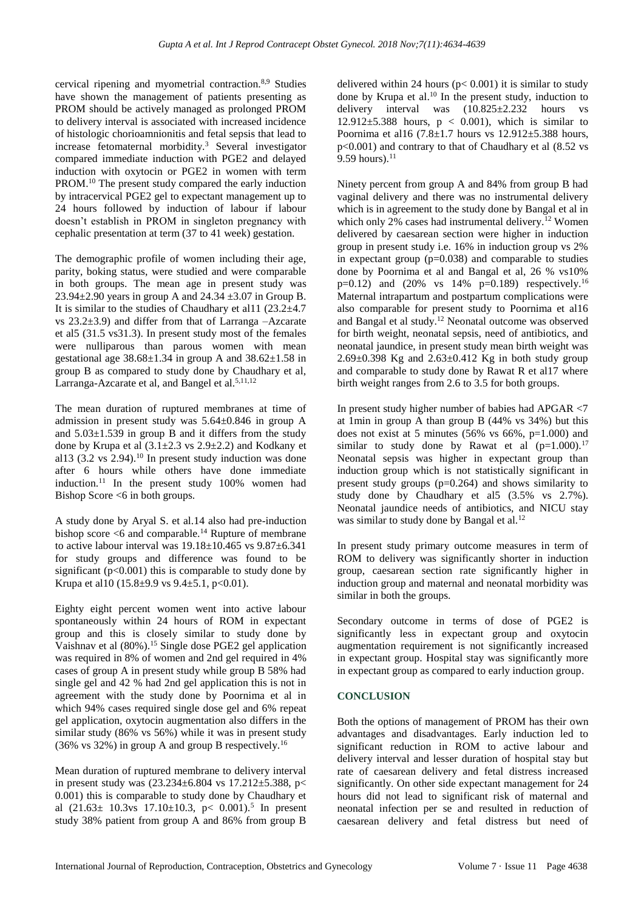cervical ripening and myometrial contraction.[8,9] Studies have shown the management of patients presenting as PROM should be actively managed as prolonged PROM to delivery interval is associated with increased incidence of histologic chorioamnionitis and fetal sepsis that lead to increase fetomaternal morbidity.[3] Several investigator compared immediate induction with PGE2 and delayed induction with oxytocin or PGE2 in women with term PROM.[10] The present study compared the early induction by intracervical PGE2 gel to expectant management up to 24 hours followed by induction of labour if labour doesn't establish in PROM in singleton pregnancy with cephalic presentation at term (37 to 41 week) gestation.

The demographic profile of women including their age, parity, boking status, were studied and were comparable in both groups. The mean age in present study was 23.94±2.90 years in group A and 24.34 ±3.07 in Group B. It is similar to the studies of Chaudhary et al11 (23.2±4.7 vs 23.2±3.9) and differ from that of Larranga –Azcarate et al5 (31.5 vs31.3). In present study most of the females were nulliparous than parous women with mean gestational age 38.68±1.34 in group A and 38.62±1.58 in group B as compared to study done by Chaudhary et al, Larranga-Azcarate et al, and Bangel et al.[5,11,12]

The mean duration of ruptured membranes at time of admission in present study was 5.64±0.846 in group A and 5.03±1.539 in group B and it differs from the study done by Krupa et al (3.1±2.3 vs 2.9±2.2) and Kodkany et al13 (3.2 vs 2.94).[10] In present study induction was done after 6 hours while others have done immediate induction.[11] In the present study 100% women had Bishop Score <6 in both groups.

A study done by Aryal S. et al.14 also had pre-induction bishop score <6 and comparable.[14] Rupture of membrane to active labour interval was 19.18±10.465 vs 9.87±6.341 for study groups and difference was found to be significant (p<0.001) this is comparable to study done by Krupa et al10 (15.8±9.9 vs 9.4±5.1, p<0.01).

Eighty eight percent women went into active labour spontaneously within 24 hours of ROM in expectant group and this is closely similar to study done by Vaishnav et al (80%).[15] Single dose PGE2 gel application was required in 8% of women and 2nd gel required in 4% cases of group A in present study while group B 58% had single gel and 42 % had 2nd gel application this is not in agreement with the study done by Poornima et al in which 94% cases required single dose gel and 6% repeat gel application, oxytocin augmentation also differs in the similar study (86% vs 56%) while it was in present study (36% vs 32%) in group A and group B respectively.[16]

Mean duration of ruptured membrane to delivery interval in present study was (23.234±6.804 vs 17.212±5.388, p< 0.001) this is comparable to study done by Chaudhary et al (21.63± 10.3vs 17.10±10.3, p< 0.001).[5] In present study 38% patient from group A and 86% from group B delivered within 24 hours (p< 0.001) it is similar to study done by Krupa et al.[10] In the present study, induction to delivery interval was (10.825±2.232 hours vs 12.912±5.388 hours, p < 0.001), which is similar to Poornima et al16 (7.8±1.7 hours vs 12.912±5.388 hours, p<0.001) and contrary to that of Chaudhary et al (8.52 vs 9.59 hours).[11]

Ninety percent from group A and 84% from group B had vaginal delivery and there was no instrumental delivery which is in agreement to the study done by Bangal et al in which only 2% cases had instrumental delivery.[12] Women delivered by caesarean section were higher in induction group in present study i.e. 16% in induction group vs 2% in expectant group (p=0.038) and comparable to studies done by Poornima et al and Bangal et al, 26 % vs10% p=0.12) and (20% vs 14% p=0.189) respectively.[16] Maternal intrapartum and postpartum complications were also comparable for present study to Poornima et al16 and Bangal et al study.[12] Neonatal outcome was observed for birth weight, neonatal sepsis, need of antibiotics, and neonatal jaundice, in present study mean birth weight was 2.69±0.398 Kg and 2.63±0.412 Kg in both study group and comparable to study done by Rawat R et al17 where birth weight ranges from 2.6 to 3.5 for both groups.

In present study higher number of babies had APGAR <7 at 1min in group A than group B (44% vs 34%) but this does not exist at 5 minutes (56% vs 66%, p=1.000) and similar to study done by Rawat et al (p=1.000).[17] Neonatal sepsis was higher in expectant group than induction group which is not statistically significant in present study groups (p=0.264) and shows similarity to study done by Chaudhary et al5 (3.5% vs 2.7%). Neonatal jaundice needs of antibiotics, and NICU stay was similar to study done by Bangal et al.[12]

In present study primary outcome measures in term of ROM to delivery was significantly shorter in induction group, caesarean section rate significantly higher in induction group and maternal and neonatal morbidity was similar in both the groups.

Secondary outcome in terms of dose of PGE2 is significantly less in expectant group and oxytocin augmentation requirement is not significantly increased in expectant group. Hospital stay was significantly more in expectant group as compared to early induction group.

## CONCLUSION

Both the options of management of PROM has their own advantages and disadvantages. Early induction led to significant reduction in ROM to active labour and delivery interval and lesser duration of hospital stay but rate of caesarean delivery and fetal distress increased significantly. On other side expectant management for 24 hours did not lead to significant risk of maternal and neonatal infection per se and resulted in reduction of caesarean delivery and fetal distress but need of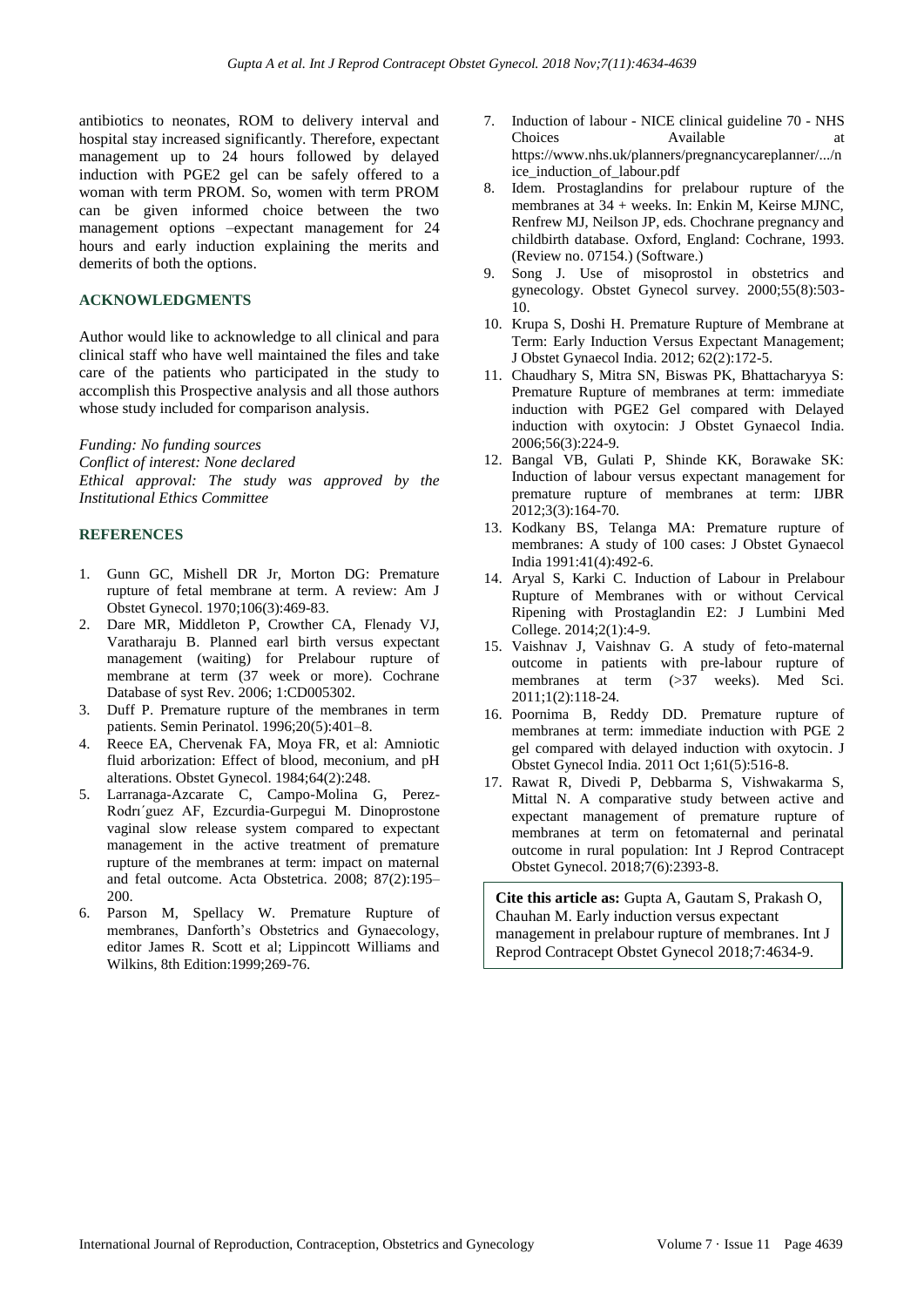antibiotics to neonates, ROM to delivery interval and hospital stay increased significantly. Therefore, expectant management up to 24 hours followed by delayed induction with PGE2 gel can be safely offered to a woman with term PROM. So, women with term PROM can be given informed choice between the two management options –expectant management for 24 hours and early induction explaining the merits and demerits of both the options.

## ACKNOWLEDGMENTS

Author would like to acknowledge to all clinical and para clinical staff who have well maintained the files and take care of the patients who participated in the study to accomplish this Prospective analysis and all those authors whose study included for comparison analysis.

*Funding: No funding sources*
*Conflict of interest: None declared*
*Ethical approval: The study was approved by the Institutional Ethics Committee*

## REFERENCES

1. Gunn GC, Mishell DR Jr, Morton DG: Premature rupture of fetal membrane at term. A review: Am J Obstet Gynecol. 1970;106(3):469-83.
2. Dare MR, Middleton P, Crowther CA, Flenady VJ, Varatharaju B. Planned earl birth versus expectant management (waiting) for Prelabour rupture of membrane at term (37 week or more). Cochrane Database of syst Rev. 2006; 1:CD005302.
3. Duff P. Premature rupture of the membranes in term patients. Semin Perinatol. 1996;20(5):401–8.
4. Reece EA, Chervenak FA, Moya FR, et al: Amniotic fluid arborization: Effect of blood, meconium, and pH alterations. Obstet Gynecol. 1984;64(2):248.
5. Larranaga-Azcarate C, Campo-Molina G, Perez-Rodrı´guez AF, Ezcurdia-Gurpegui M. Dinoprostone vaginal slow release system compared to expectant management in the active treatment of premature rupture of the membranes at term: impact on maternal and fetal outcome. Acta Obstetrica. 2008; 87(2):195–200.
6. Parson M, Spellacy W. Premature Rupture of membranes, Danforth's Obstetrics and Gynaecology, editor James R. Scott et al; Lippincott Williams and Wilkins, 8th Edition:1999;269-76.
7. Induction of labour - NICE clinical guideline 70 - NHS Choices Available at https://www.nhs.uk/planners/pregnancycareplanner/.../nice_induction_of_labour.pdf
8. Idem. Prostaglandins for prelabour rupture of the membranes at 34 + weeks. In: Enkin M, Keirse MJNC, Renfrew MJ, Neilson JP, eds. Chochrane pregnancy and childbirth database. Oxford, England: Cochrane, 1993. (Review no. 07154.) (Software.)
9. Song J. Use of misoprostol in obstetrics and gynecology. Obstet Gynecol survey. 2000;55(8):503-10.
10. Krupa S, Doshi H. Premature Rupture of Membrane at Term: Early Induction Versus Expectant Management; J Obstet Gynaecol India. 2012; 62(2):172-5.
11. Chaudhary S, Mitra SN, Biswas PK, Bhattacharyya S: Premature Rupture of membranes at term: immediate induction with PGE2 Gel compared with Delayed induction with oxytocin: J Obstet Gynaecol India. 2006;56(3):224-9.
12. Bangal VB, Gulati P, Shinde KK, Borawake SK: Induction of labour versus expectant management for premature rupture of membranes at term: IJBR 2012;3(3):164-70.
13. Kodkany BS, Telanga MA: Premature rupture of membranes: A study of 100 cases: J Obstet Gynaecol India 1991:41(4):492-6.
14. Aryal S, Karki C. Induction of Labour in Prelabour Rupture of Membranes with or without Cervical Ripening with Prostaglandin E2: J Lumbini Med College. 2014;2(1):4-9.
15. Vaishnav J, Vaishnav G. A study of feto-maternal outcome in patients with pre-labour rupture of membranes at term (>37 weeks). Med Sci. 2011;1(2):118-24.
16. Poornima B, Reddy DD. Premature rupture of membranes at term: immediate induction with PGE 2 gel compared with delayed induction with oxytocin. J Obstet Gynecol India. 2011 Oct 1;61(5):516-8.
17. Rawat R, Divedi P, Debbarma S, Vishwakarma S, Mittal N. A comparative study between active and expectant management of premature rupture of membranes at term on fetomaternal and perinatal outcome in rural population: Int J Reprod Contracept Obstet Gynecol. 2018;7(6):2393-8.

**Cite this article as:** Gupta A, Gautam S, Prakash O, Chauhan M. Early induction versus expectant management in prelabour rupture of membranes. Int J Reprod Contracept Obstet Gynecol 2018;7:4634-9.